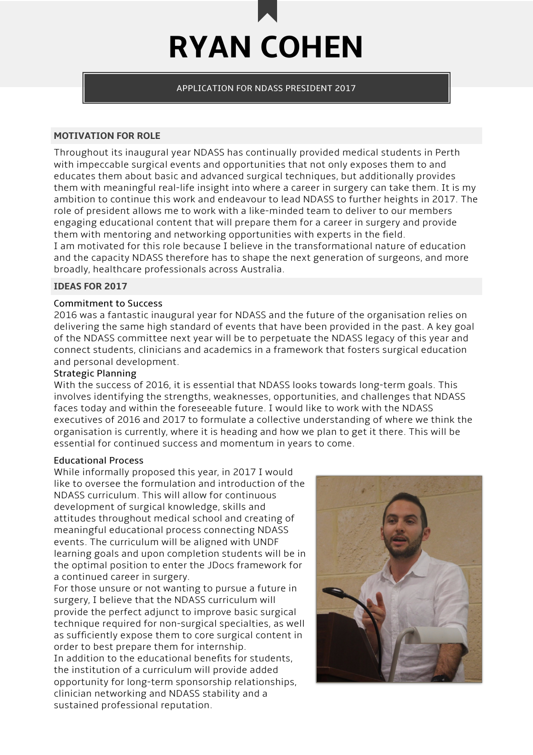# RYAN COHEN

APPLICATION FOR NDASS PRESIDENT 2017

## MOTIVATION FOR ROLE

Throughout its inaugural year NDASS has continually provided medical students in Perth with impeccable surgical events and opportunities that not only exposes them to and educates them about basic and advanced surgical techniques, but additionally provides them with meaningful real-life insight into where a career in surgery can take them. It is my ambition to continue this work and endeavour to lead NDASS to further heights in 2017. The role of president allows me to work with a like-minded team to deliver to our members engaging educational content that will prepare them for a career in surgery and provide them with mentoring and networking opportunities with experts in the field.

I am motivated for this role because I believe in the transformational nature of education and the capacity NDASS therefore has to shape the next generation of surgeons, and more broadly, healthcare professionals across Australia.

## IDEAS FOR 2017

### Commitment to Success

2016 was a fantastic inaugural year for NDASS and the future of the organisation relies on delivering the same high standard of events that have been provided in the past. A key goal of the NDASS committee next year will be to perpetuate the NDASS legacy of this year and connect students, clinicians and academics in a framework that fosters surgical education and personal development.

### Strategic Planning

With the success of 2016, it is essential that NDASS looks towards long-term goals. This involves identifying the strengths, weaknesses, opportunities, and challenges that NDASS faces today and within the foreseeable future. I would like to work with the NDASS executives of 2016 and 2017 to formulate a collective understanding of where we think the organisation is currently, where it is heading and how we plan to get it there. This will be essential for continued success and momentum in years to come.

### Educational Process

While informally proposed this year, in 2017 I would like to oversee the formulation and introduction of the NDASS curriculum. This will allow for continuous development of surgical knowledge, skills and attitudes throughout medical school and creating of meaningful educational process connecting NDASS events. The curriculum will be aligned with UNDF learning goals and upon completion students will be in the optimal position to enter the JDocs framework for a continued career in surgery.

For those unsure or not wanting to pursue a future in surgery, I believe that the NDASS curriculum will provide the perfect adjunct to improve basic surgical technique required for non-surgical specialties, as well as sufficiently expose them to core surgical content in order to best prepare them for internship.

In addition to the educational benefits for students, the institution of a curriculum will provide added opportunity for long-term sponsorship relationships, clinician networking and NDASS stability and a sustained professional reputation.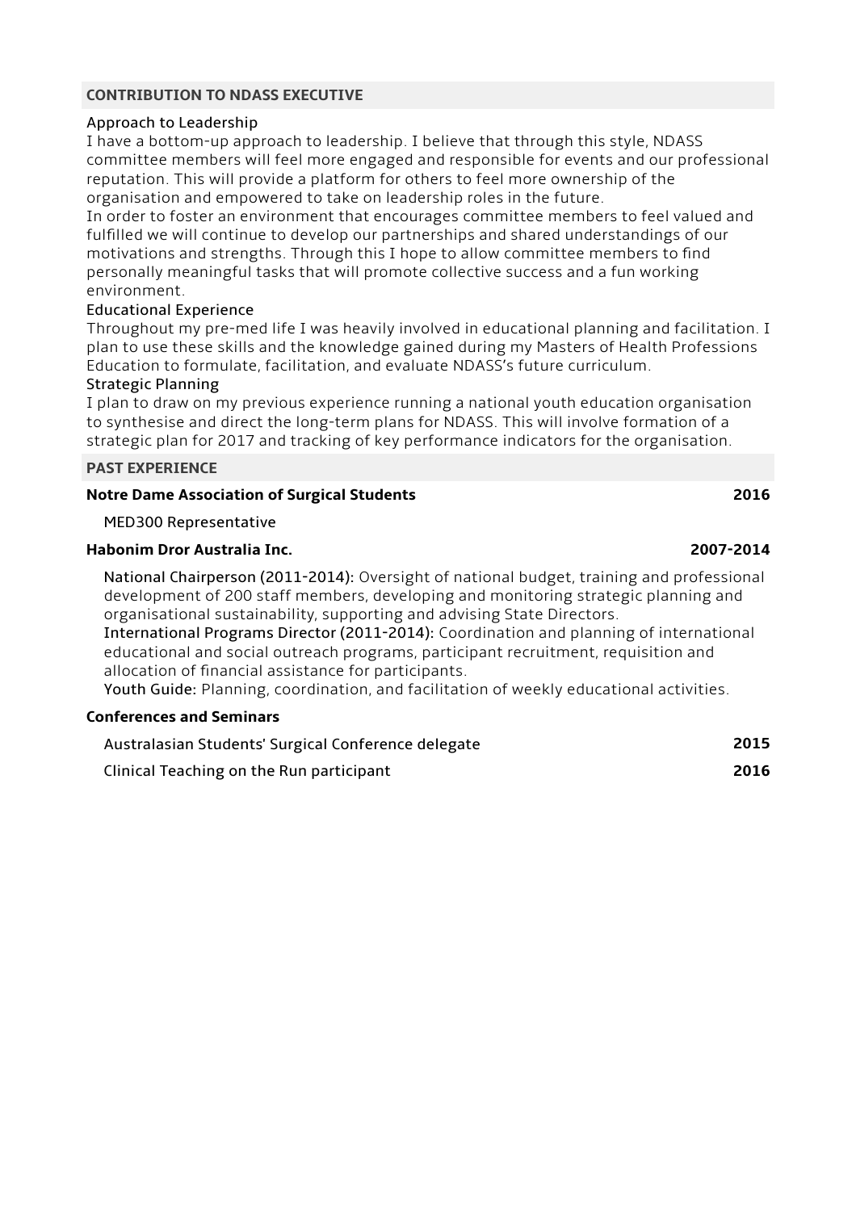## CONTRIBUTION TO NDASS EXECUTIVE

### Approach to Leadership

I have a bottom-up approach to leadership. I believe that through this style, NDASS committee members will feel more engaged and responsible for events and our professional reputation. This will provide a platform for others to feel more ownership of the organisation and empowered to take on leadership roles in the future.

In order to foster an environment that encourages committee members to feel valued and fulfilled we will continue to develop our partnerships and shared understandings of our motivations and strengths. Through this I hope to allow committee members to find personally meaningful tasks that will promote collective success and a fun working environment.

### Educational Experience

Throughout my pre-med life I was heavily involved in educational planning and facilitation. I plan to use these skills and the knowledge gained during my Masters of Health Professions Education to formulate, facilitation, and evaluate NDASS's future curriculum.

### Strategic Planning

I plan to draw on my previous experience running a national youth education organisation to synthesise and direct the long-term plans for NDASS. This will involve formation of a strategic plan for 2017 and tracking of key performance indicators for the organisation.

## PAST EXPERIENCE

**Notre Dame Association of Surgical Students** — **2016**

MED300 Representative

**Habonim Dror Australia Inc.** — **2007-2014**

National Chairperson (2011-2014): Oversight of national budget, training and professional development of 200 staff members, developing and monitoring strategic planning and organisational sustainability, supporting and advising State Directors.

International Programs Director (2011-2014): Coordination and planning of international educational and social outreach programs, participant recruitment, requisition and allocation of financial assistance for participants.

Youth Guide: Planning, coordination, and facilitation of weekly educational activities.

**Conferences and Seminars**

Australasian Students' Surgical Conference delegate — **2015**

Clinical Teaching on the Run participant — **2016**